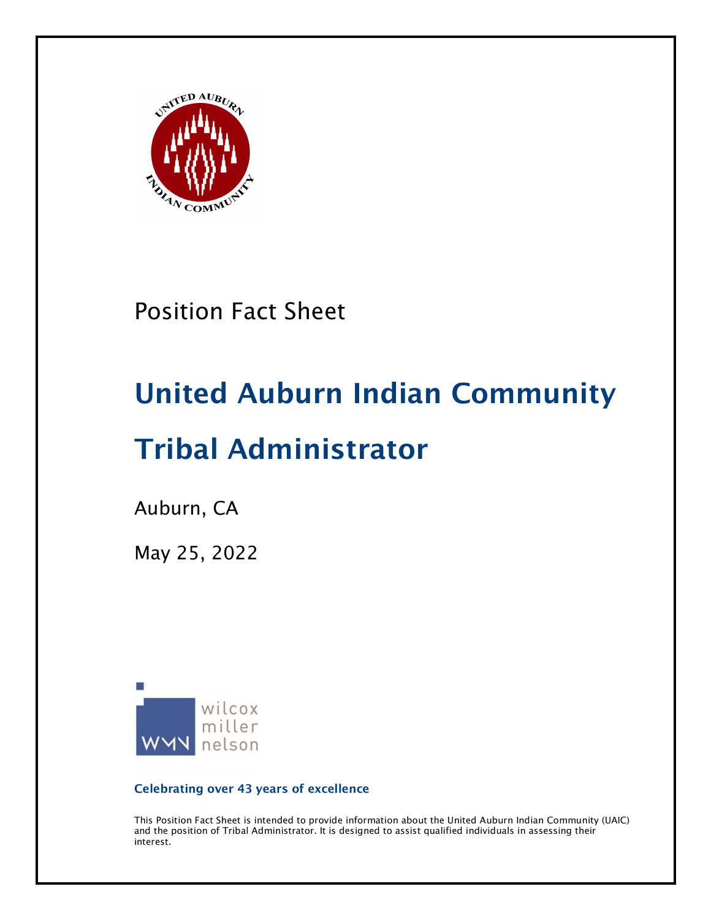Position Fact Sheet

# United Auburn Indian Community

# Tribal Administrator

Auburn, CA

May 25, 2022

wilcox miller nelson

**Celebrating over 43 years of excellence**

This Position Fact Sheet is intended to provide information about the United Auburn Indian Community (UAIC) and the position of Tribal Administrator. It is designed to assist qualified individuals in assessing their interest.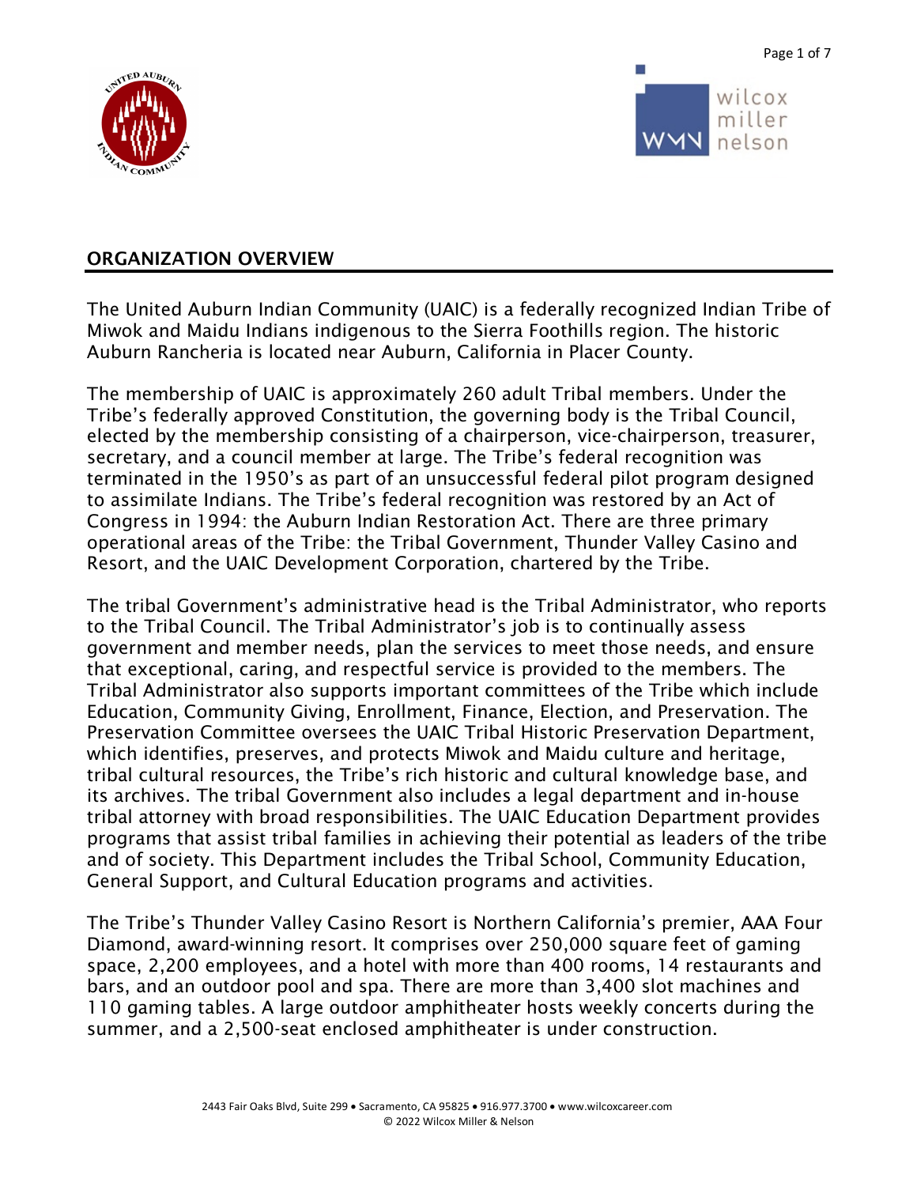## ORGANIZATION OVERVIEW

The United Auburn Indian Community (UAIC) is a federally recognized Indian Tribe of Miwok and Maidu Indians indigenous to the Sierra Foothills region. The historic Auburn Rancheria is located near Auburn, California in Placer County.

The membership of UAIC is approximately 260 adult Tribal members. Under the Tribe's federally approved Constitution, the governing body is the Tribal Council, elected by the membership consisting of a chairperson, vice-chairperson, treasurer, secretary, and a council member at large. The Tribe's federal recognition was terminated in the 1950's as part of an unsuccessful federal pilot program designed to assimilate Indians. The Tribe's federal recognition was restored by an Act of Congress in 1994: the Auburn Indian Restoration Act. There are three primary operational areas of the Tribe: the Tribal Government, Thunder Valley Casino and Resort, and the UAIC Development Corporation, chartered by the Tribe.

The tribal Government's administrative head is the Tribal Administrator, who reports to the Tribal Council. The Tribal Administrator's job is to continually assess government and member needs, plan the services to meet those needs, and ensure that exceptional, caring, and respectful service is provided to the members. The Tribal Administrator also supports important committees of the Tribe which include Education, Community Giving, Enrollment, Finance, Election, and Preservation. The Preservation Committee oversees the UAIC Tribal Historic Preservation Department, which identifies, preserves, and protects Miwok and Maidu culture and heritage, tribal cultural resources, the Tribe's rich historic and cultural knowledge base, and its archives. The tribal Government also includes a legal department and in-house tribal attorney with broad responsibilities. The UAIC Education Department provides programs that assist tribal families in achieving their potential as leaders of the tribe and of society. This Department includes the Tribal School, Community Education, General Support, and Cultural Education programs and activities.

The Tribe's Thunder Valley Casino Resort is Northern California's premier, AAA Four Diamond, award-winning resort. It comprises over 250,000 square feet of gaming space, 2,200 employees, and a hotel with more than 400 rooms, 14 restaurants and bars, and an outdoor pool and spa. There are more than 3,400 slot machines and 110 gaming tables. A large outdoor amphitheater hosts weekly concerts during the summer, and a 2,500-seat enclosed amphitheater is under construction.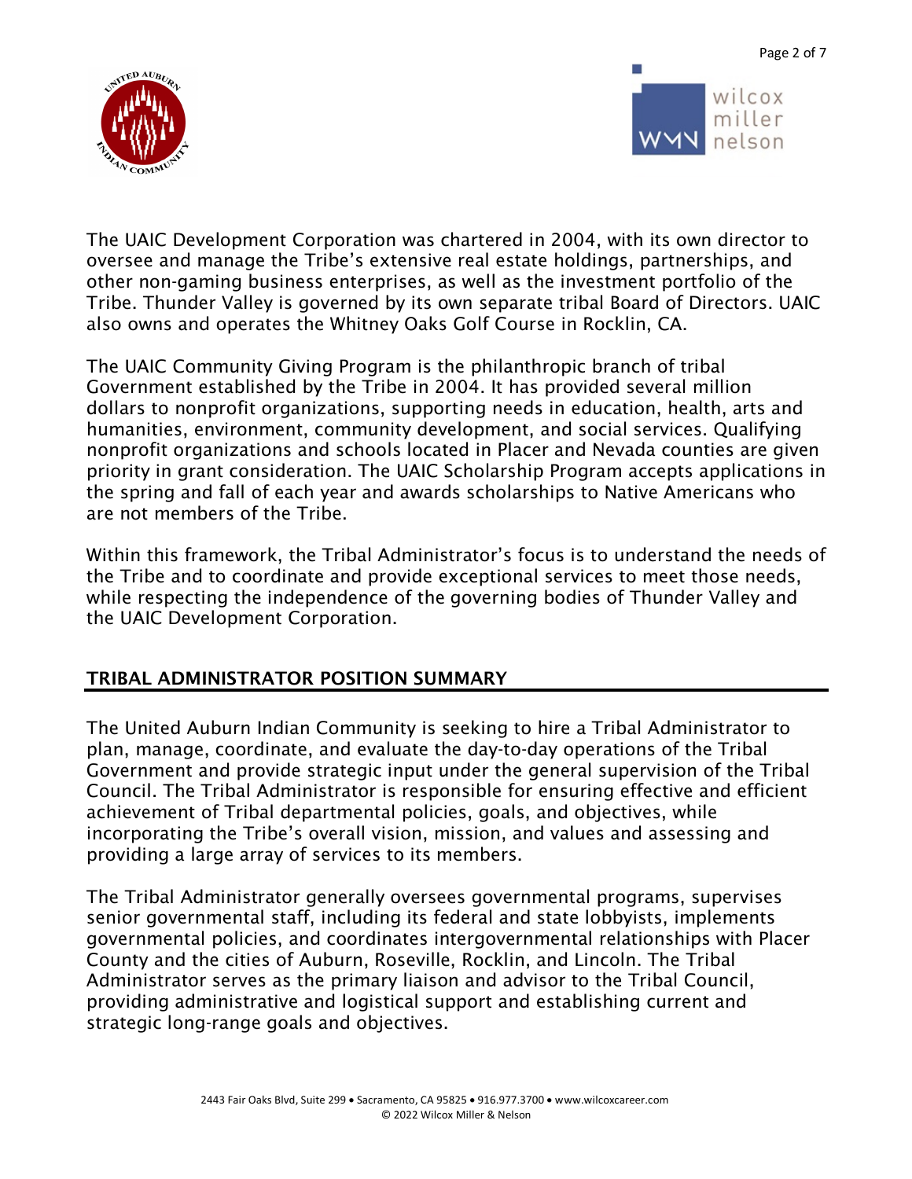The UAIC Development Corporation was chartered in 2004, with its own director to oversee and manage the Tribe's extensive real estate holdings, partnerships, and other non-gaming business enterprises, as well as the investment portfolio of the Tribe. Thunder Valley is governed by its own separate tribal Board of Directors. UAIC also owns and operates the Whitney Oaks Golf Course in Rocklin, CA.

The UAIC Community Giving Program is the philanthropic branch of tribal Government established by the Tribe in 2004. It has provided several million dollars to nonprofit organizations, supporting needs in education, health, arts and humanities, environment, community development, and social services. Qualifying nonprofit organizations and schools located in Placer and Nevada counties are given priority in grant consideration. The UAIC Scholarship Program accepts applications in the spring and fall of each year and awards scholarships to Native Americans who are not members of the Tribe.

Within this framework, the Tribal Administrator's focus is to understand the needs of the Tribe and to coordinate and provide exceptional services to meet those needs, while respecting the independence of the governing bodies of Thunder Valley and the UAIC Development Corporation.

## TRIBAL ADMINISTRATOR POSITION SUMMARY

The United Auburn Indian Community is seeking to hire a Tribal Administrator to plan, manage, coordinate, and evaluate the day-to-day operations of the Tribal Government and provide strategic input under the general supervision of the Tribal Council. The Tribal Administrator is responsible for ensuring effective and efficient achievement of Tribal departmental policies, goals, and objectives, while incorporating the Tribe's overall vision, mission, and values and assessing and providing a large array of services to its members.

The Tribal Administrator generally oversees governmental programs, supervises senior governmental staff, including its federal and state lobbyists, implements governmental policies, and coordinates intergovernmental relationships with Placer County and the cities of Auburn, Roseville, Rocklin, and Lincoln. The Tribal Administrator serves as the primary liaison and advisor to the Tribal Council, providing administrative and logistical support and establishing current and strategic long-range goals and objectives.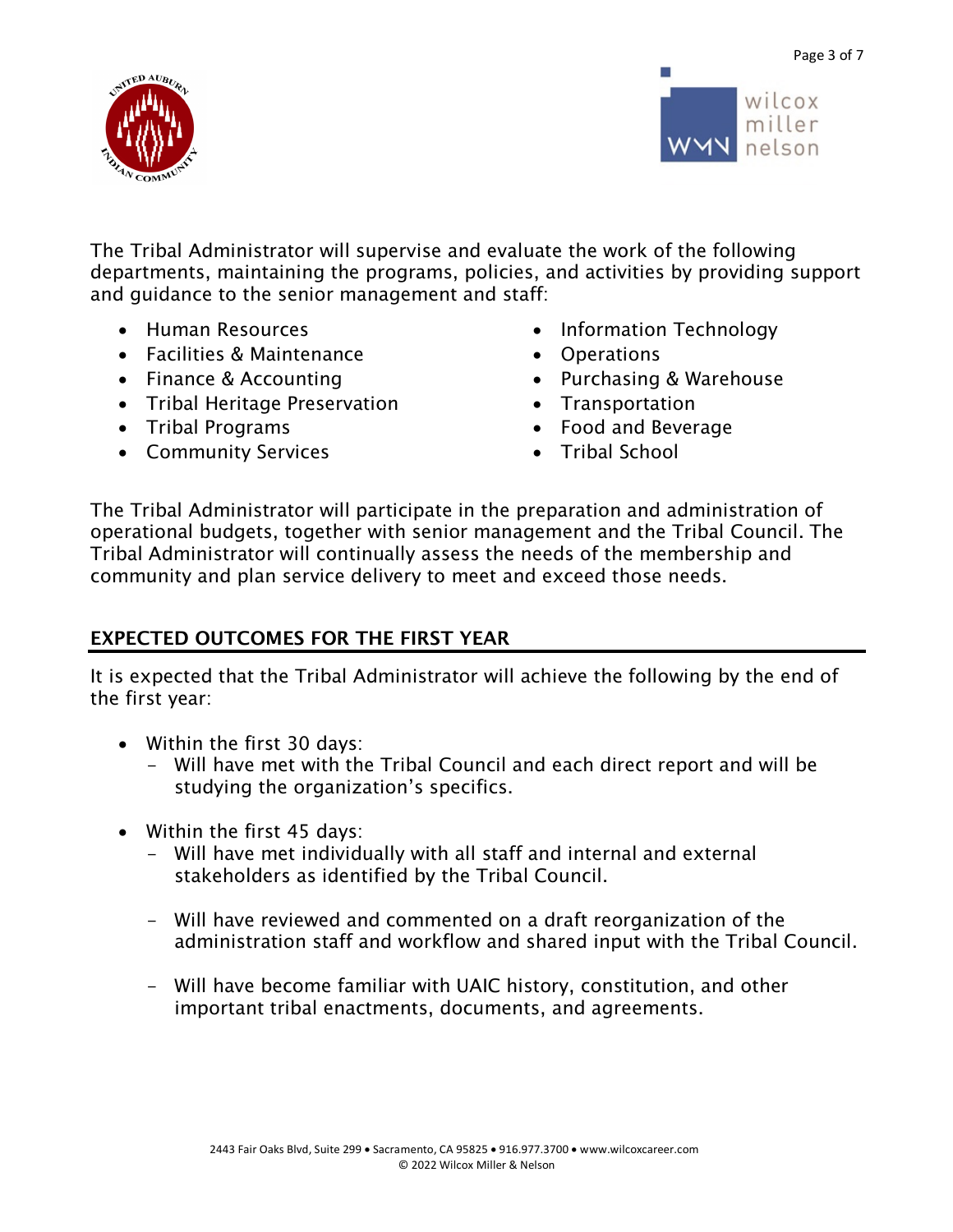The Tribal Administrator will supervise and evaluate the work of the following departments, maintaining the programs, policies, and activities by providing support and guidance to the senior management and staff:

- Human Resources
- Facilities & Maintenance
- Finance & Accounting
- Tribal Heritage Preservation
- Tribal Programs
- Community Services
- Information Technology
- Operations
- Purchasing & Warehouse
- Transportation
- Food and Beverage
- Tribal School

The Tribal Administrator will participate in the preparation and administration of operational budgets, together with senior management and the Tribal Council. The Tribal Administrator will continually assess the needs of the membership and community and plan service delivery to meet and exceed those needs.

## EXPECTED OUTCOMES FOR THE FIRST YEAR

It is expected that the Tribal Administrator will achieve the following by the end of the first year:

- Within the first 30 days:
  - Will have met with the Tribal Council and each direct report and will be studying the organization's specifics.
- Within the first 45 days:
  - Will have met individually with all staff and internal and external stakeholders as identified by the Tribal Council.
  - Will have reviewed and commented on a draft reorganization of the administration staff and workflow and shared input with the Tribal Council.
  - Will have become familiar with UAIC history, constitution, and other important tribal enactments, documents, and agreements.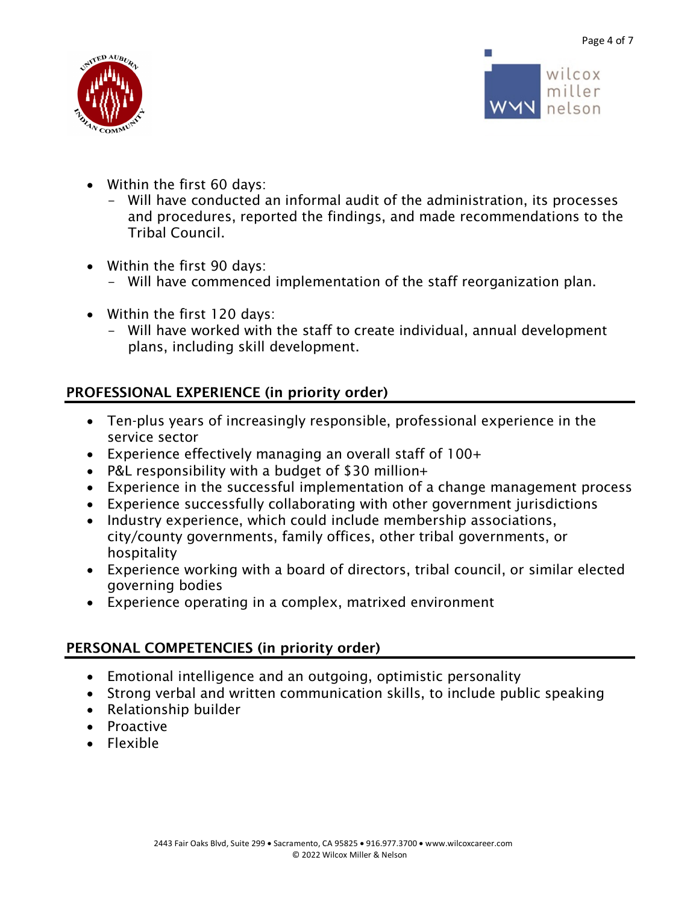- Within the first 60 days:
  - Will have conducted an informal audit of the administration, its processes and procedures, reported the findings, and made recommendations to the Tribal Council.

- Within the first 90 days:
  - Will have commenced implementation of the staff reorganization plan.

- Within the first 120 days:
  - Will have worked with the staff to create individual, annual development plans, including skill development.

## PROFESSIONAL EXPERIENCE (in priority order)

- Ten-plus years of increasingly responsible, professional experience in the service sector
- Experience effectively managing an overall staff of 100+
- P&L responsibility with a budget of $30 million+
- Experience in the successful implementation of a change management process
- Experience successfully collaborating with other government jurisdictions
- Industry experience, which could include membership associations, city/county governments, family offices, other tribal governments, or hospitality
- Experience working with a board of directors, tribal council, or similar elected governing bodies
- Experience operating in a complex, matrixed environment

## PERSONAL COMPETENCIES (in priority order)

- Emotional intelligence and an outgoing, optimistic personality
- Strong verbal and written communication skills, to include public speaking
- Relationship builder
- Proactive
- Flexible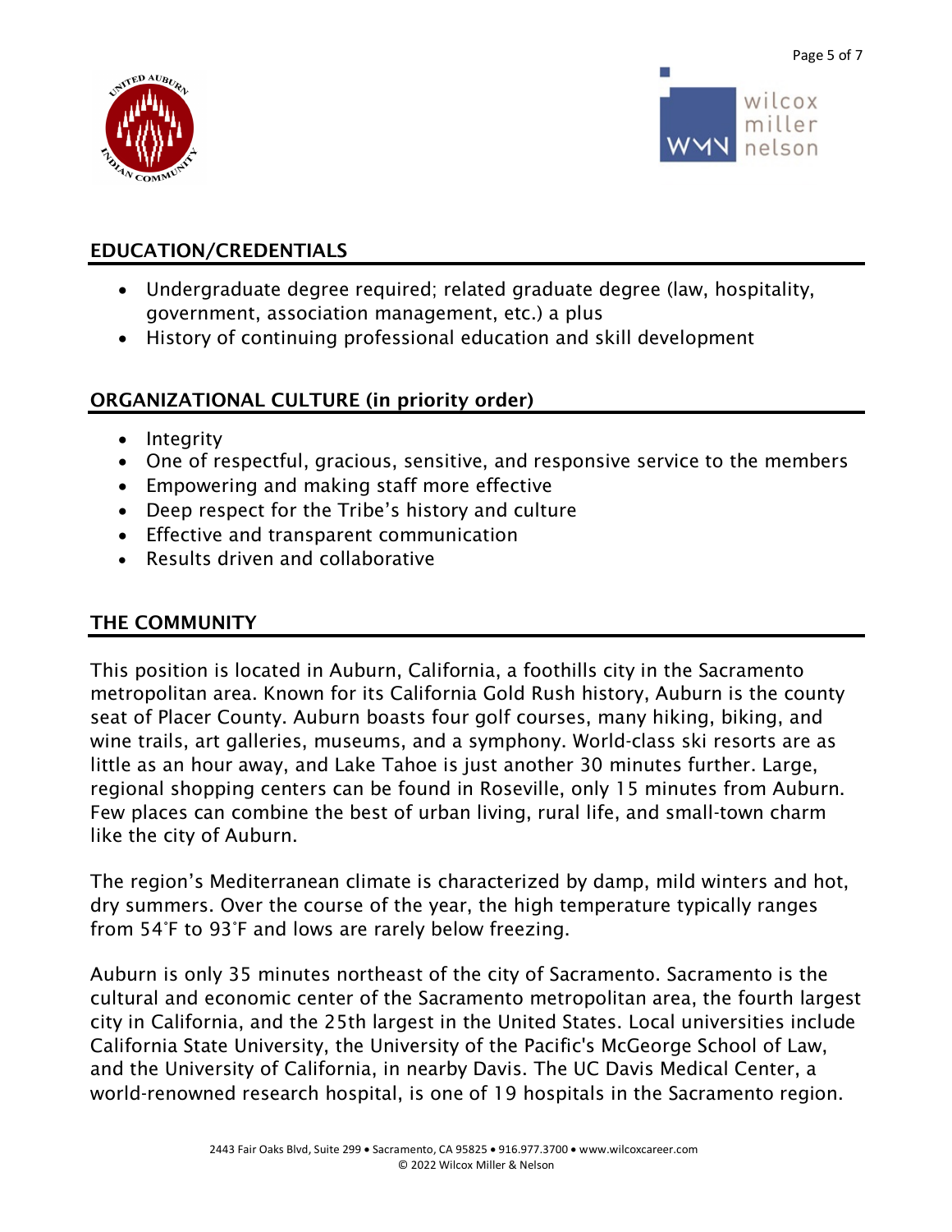## EDUCATION/CREDENTIALS

- Undergraduate degree required; related graduate degree (law, hospitality, government, association management, etc.) a plus
- History of continuing professional education and skill development

## ORGANIZATIONAL CULTURE (in priority order)

- Integrity
- One of respectful, gracious, sensitive, and responsive service to the members
- Empowering and making staff more effective
- Deep respect for the Tribe's history and culture
- Effective and transparent communication
- Results driven and collaborative

## THE COMMUNITY

This position is located in Auburn, California, a foothills city in the Sacramento metropolitan area. Known for its California Gold Rush history, Auburn is the county seat of Placer County. Auburn boasts four golf courses, many hiking, biking, and wine trails, art galleries, museums, and a symphony. World-class ski resorts are as little as an hour away, and Lake Tahoe is just another 30 minutes further. Large, regional shopping centers can be found in Roseville, only 15 minutes from Auburn. Few places can combine the best of urban living, rural life, and small-town charm like the city of Auburn.

The region's Mediterranean climate is characterized by damp, mild winters and hot, dry summers. Over the course of the year, the high temperature typically ranges from 54˚F to 93˚F and lows are rarely below freezing.

Auburn is only 35 minutes northeast of the city of Sacramento. Sacramento is the cultural and economic center of the Sacramento metropolitan area, the fourth largest city in California, and the 25th largest in the United States. Local universities include California State University, the University of the Pacific's McGeorge School of Law, and the University of California, in nearby Davis. The UC Davis Medical Center, a world-renowned research hospital, is one of 19 hospitals in the Sacramento region.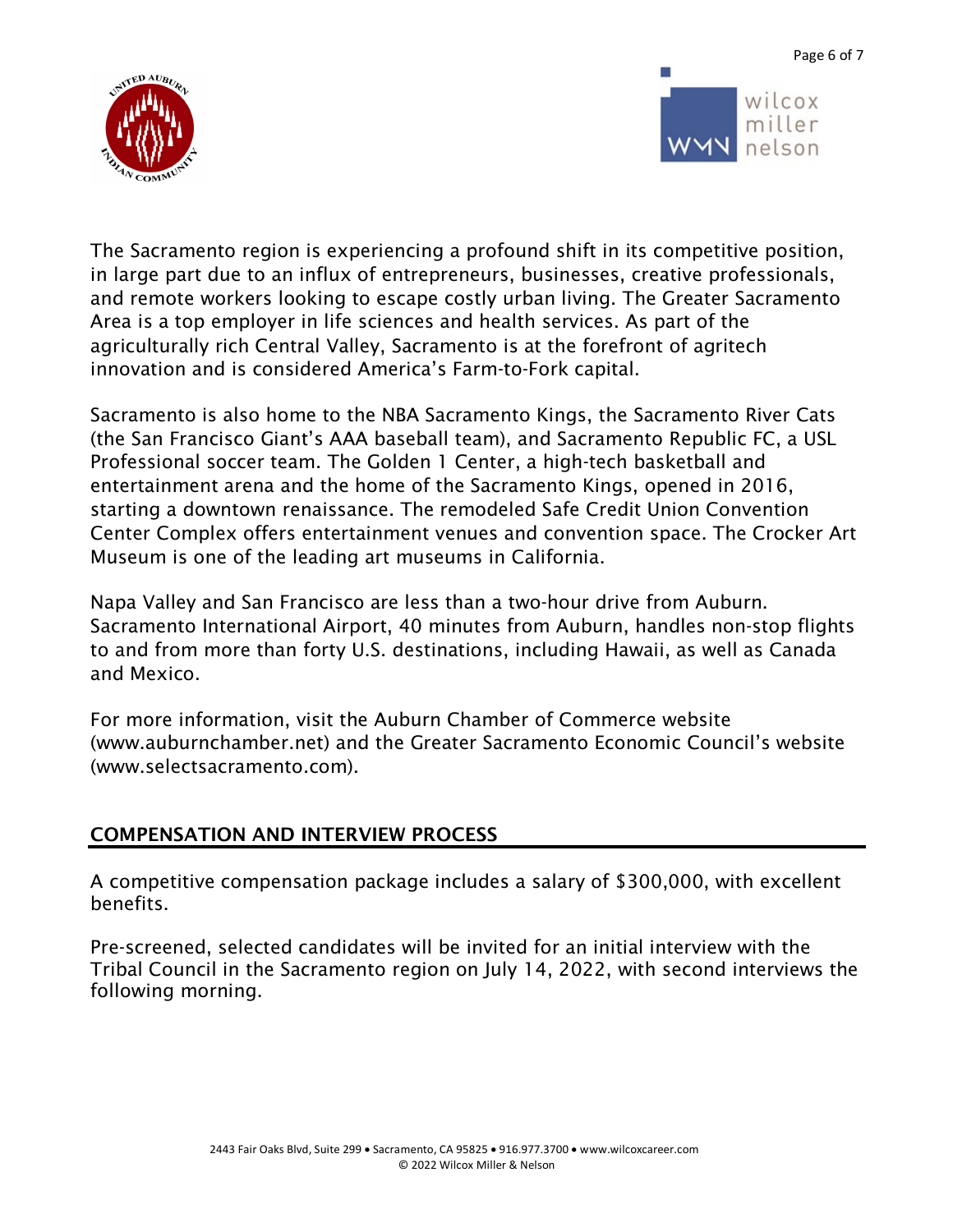The Sacramento region is experiencing a profound shift in its competitive position, in large part due to an influx of entrepreneurs, businesses, creative professionals, and remote workers looking to escape costly urban living. The Greater Sacramento Area is a top employer in life sciences and health services. As part of the agriculturally rich Central Valley, Sacramento is at the forefront of agritech innovation and is considered America's Farm-to-Fork capital.

Sacramento is also home to the NBA Sacramento Kings, the Sacramento River Cats (the San Francisco Giant's AAA baseball team), and Sacramento Republic FC, a USL Professional soccer team. The Golden 1 Center, a high-tech basketball and entertainment arena and the home of the Sacramento Kings, opened in 2016, starting a downtown renaissance. The remodeled Safe Credit Union Convention Center Complex offers entertainment venues and convention space. The Crocker Art Museum is one of the leading art museums in California.

Napa Valley and San Francisco are less than a two-hour drive from Auburn. Sacramento International Airport, 40 minutes from Auburn, handles non-stop flights to and from more than forty U.S. destinations, including Hawaii, as well as Canada and Mexico.

For more information, visit the Auburn Chamber of Commerce website (www.auburnchamber.net) and the Greater Sacramento Economic Council's website (www.selectsacramento.com).

## COMPENSATION AND INTERVIEW PROCESS

A competitive compensation package includes a salary of $300,000, with excellent benefits.

Pre-screened, selected candidates will be invited for an initial interview with the Tribal Council in the Sacramento region on July 14, 2022, with second interviews the following morning.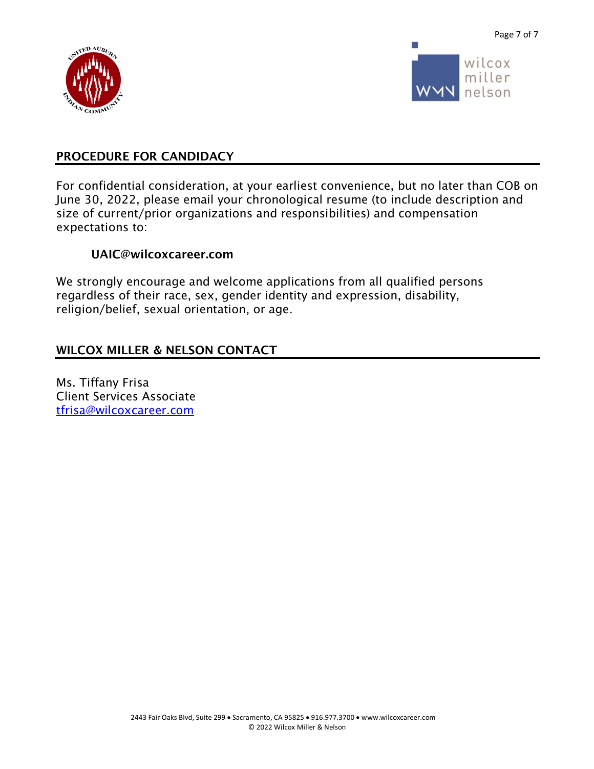## PROCEDURE FOR CANDIDACY

For confidential consideration, at your earliest convenience, but no later than COB on June 30, 2022, please email your chronological resume (to include description and size of current/prior organizations and responsibilities) and compensation expectations to:

**UAIC@wilcoxcareer.com**

We strongly encourage and welcome applications from all qualified persons regardless of their race, sex, gender identity and expression, disability, religion/belief, sexual orientation, or age.

## WILCOX MILLER & NELSON CONTACT

Ms. Tiffany Frisa
Client Services Associate
tfrisa@wilcoxcareer.com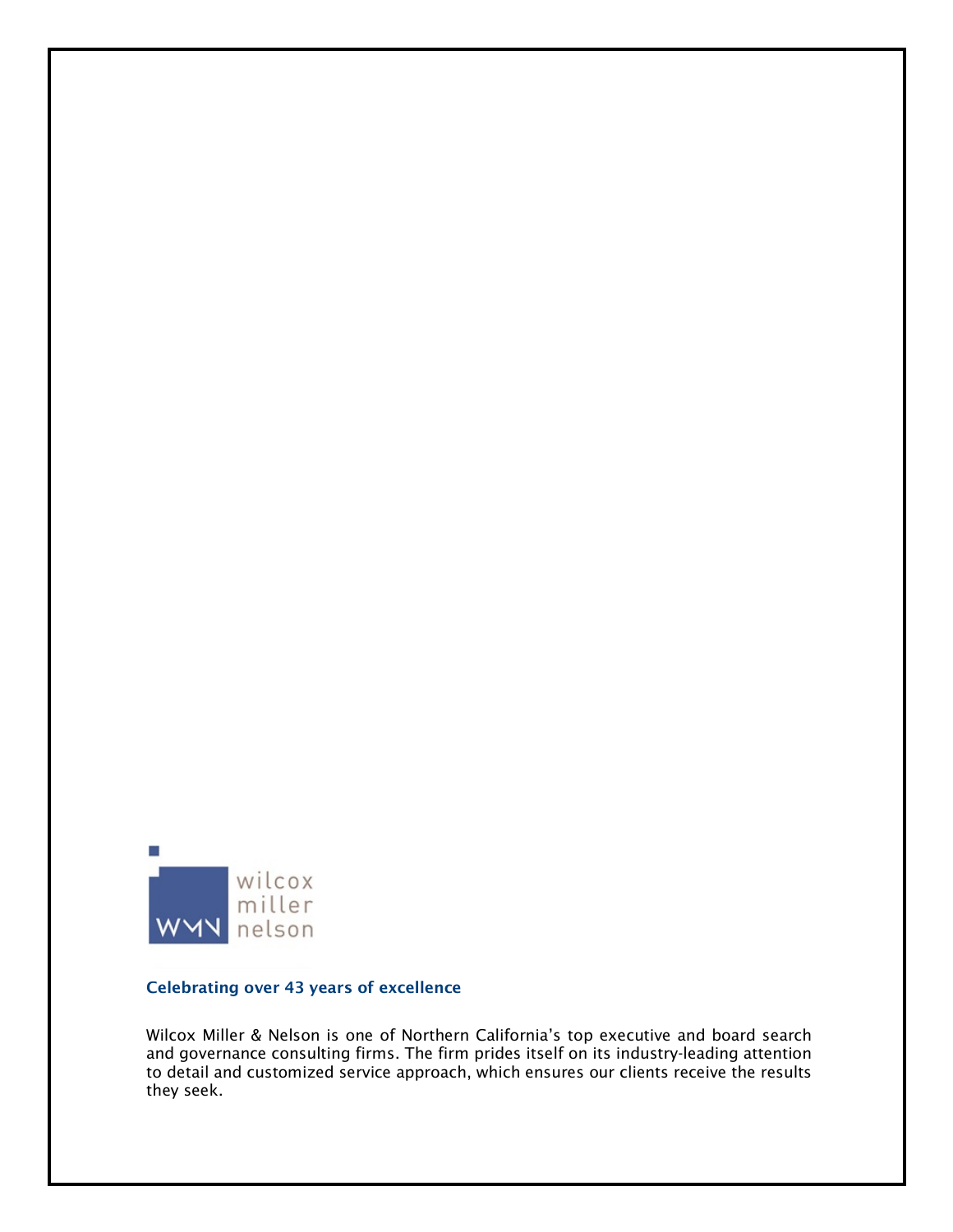wilcox
miller
nelson

**Celebrating over 43 years of excellence**

Wilcox Miller & Nelson is one of Northern California's top executive and board search and governance consulting firms. The firm prides itself on its industry-leading attention to detail and customized service approach, which ensures our clients receive the results they seek.